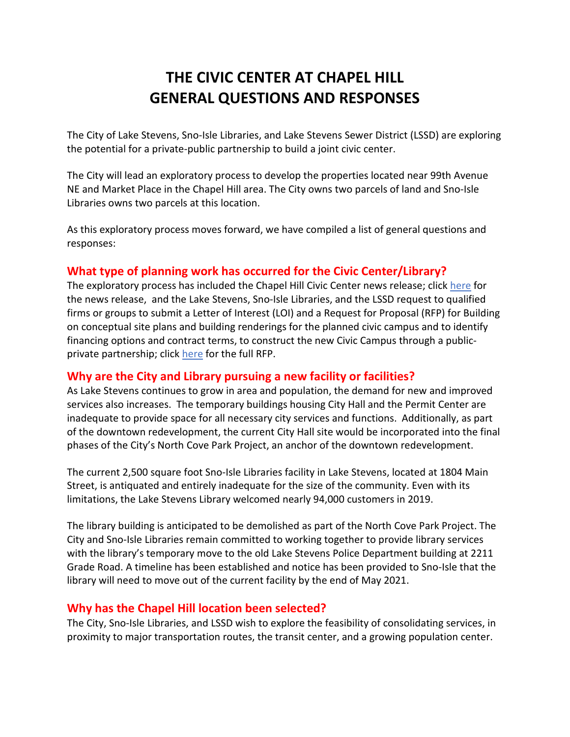# THE CIVIC CENTER AT CHAPEL HILL
# GENERAL QUESTIONS AND RESPONSES

The City of Lake Stevens, Sno-Isle Libraries, and Lake Stevens Sewer District (LSSD) are exploring the potential for a private-public partnership to build a joint civic center.

The City will lead an exploratory process to develop the properties located near 99th Avenue NE and Market Place in the Chapel Hill area. The City owns two parcels of land and Sno-Isle Libraries owns two parcels at this location.

As this exploratory process moves forward, we have compiled a list of general questions and responses:

## What type of planning work has occurred for the Civic Center/Library?

The exploratory process has included the Chapel Hill Civic Center news release; click here for the news release, and the Lake Stevens, Sno-Isle Libraries, and the LSSD request to qualified firms or groups to submit a Letter of Interest (LOI) and a Request for Proposal (RFP) for Building on conceptual site plans and building renderings for the planned civic campus and to identify financing options and contract terms, to construct the new Civic Campus through a public-private partnership; click here for the full RFP.

## Why are the City and Library pursuing a new facility or facilities?

As Lake Stevens continues to grow in area and population, the demand for new and improved services also increases. The temporary buildings housing City Hall and the Permit Center are inadequate to provide space for all necessary city services and functions. Additionally, as part of the downtown redevelopment, the current City Hall site would be incorporated into the final phases of the City's North Cove Park Project, an anchor of the downtown redevelopment.

The current 2,500 square foot Sno-Isle Libraries facility in Lake Stevens, located at 1804 Main Street, is antiquated and entirely inadequate for the size of the community. Even with its limitations, the Lake Stevens Library welcomed nearly 94,000 customers in 2019.

The library building is anticipated to be demolished as part of the North Cove Park Project. The City and Sno-Isle Libraries remain committed to working together to provide library services with the library's temporary move to the old Lake Stevens Police Department building at 2211 Grade Road. A timeline has been established and notice has been provided to Sno-Isle that the library will need to move out of the current facility by the end of May 2021.

## Why has the Chapel Hill location been selected?

The City, Sno-Isle Libraries, and LSSD wish to explore the feasibility of consolidating services, in proximity to major transportation routes, the transit center, and a growing population center.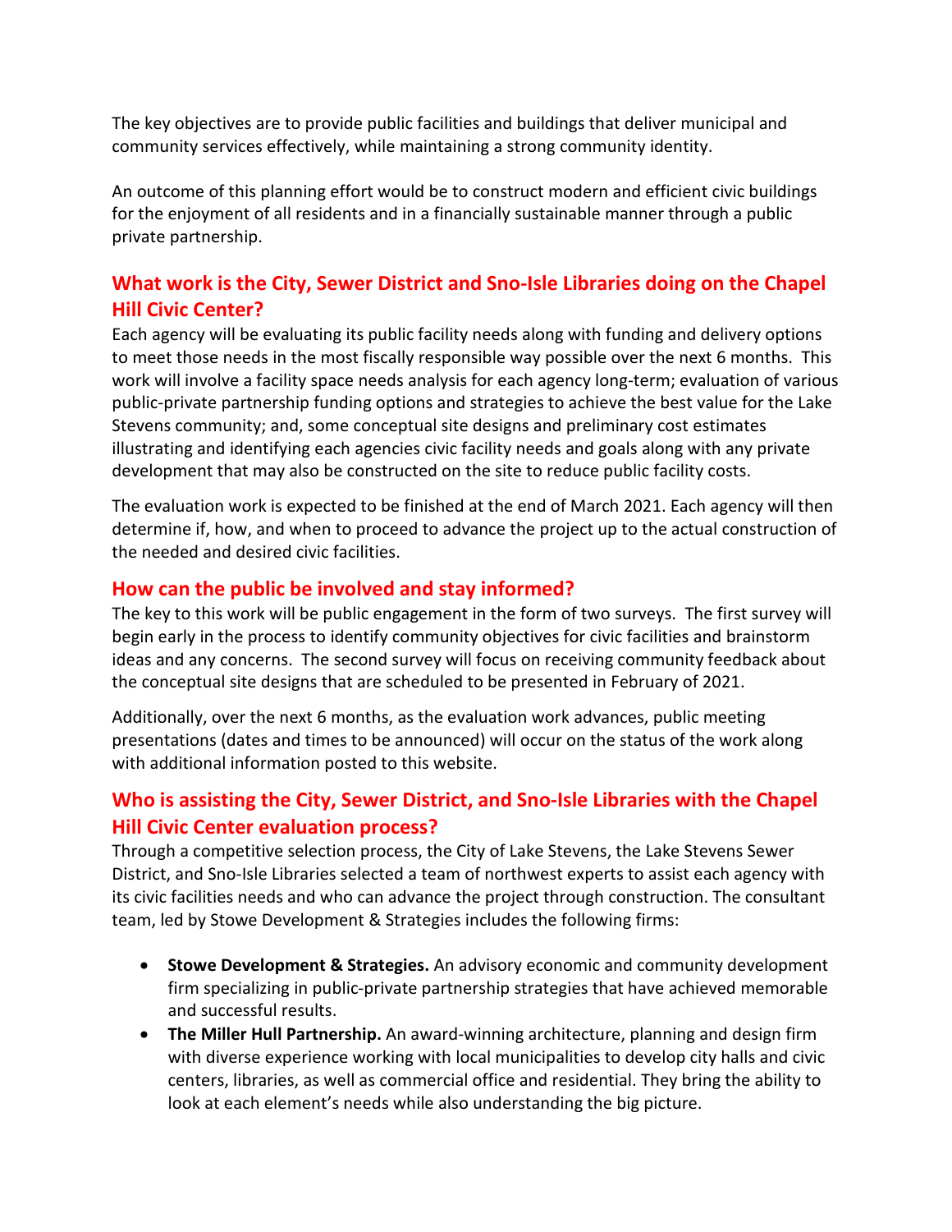The key objectives are to provide public facilities and buildings that deliver municipal and community services effectively, while maintaining a strong community identity.

An outcome of this planning effort would be to construct modern and efficient civic buildings for the enjoyment of all residents and in a financially sustainable manner through a public private partnership.

## What work is the City, Sewer District and Sno-Isle Libraries doing on the Chapel Hill Civic Center?

Each agency will be evaluating its public facility needs along with funding and delivery options to meet those needs in the most fiscally responsible way possible over the next 6 months. This work will involve a facility space needs analysis for each agency long-term; evaluation of various public-private partnership funding options and strategies to achieve the best value for the Lake Stevens community; and, some conceptual site designs and preliminary cost estimates illustrating and identifying each agencies civic facility needs and goals along with any private development that may also be constructed on the site to reduce public facility costs.

The evaluation work is expected to be finished at the end of March 2021. Each agency will then determine if, how, and when to proceed to advance the project up to the actual construction of the needed and desired civic facilities.

## How can the public be involved and stay informed?

The key to this work will be public engagement in the form of two surveys. The first survey will begin early in the process to identify community objectives for civic facilities and brainstorm ideas and any concerns. The second survey will focus on receiving community feedback about the conceptual site designs that are scheduled to be presented in February of 2021.

Additionally, over the next 6 months, as the evaluation work advances, public meeting presentations (dates and times to be announced) will occur on the status of the work along with additional information posted to this website.

## Who is assisting the City, Sewer District, and Sno-Isle Libraries with the Chapel Hill Civic Center evaluation process?

Through a competitive selection process, the City of Lake Stevens, the Lake Stevens Sewer District, and Sno-Isle Libraries selected a team of northwest experts to assist each agency with its civic facilities needs and who can advance the project through construction. The consultant team, led by Stowe Development & Strategies includes the following firms:

- **Stowe Development & Strategies.** An advisory economic and community development firm specializing in public-private partnership strategies that have achieved memorable and successful results.
- **The Miller Hull Partnership.** An award-winning architecture, planning and design firm with diverse experience working with local municipalities to develop city halls and civic centers, libraries, as well as commercial office and residential. They bring the ability to look at each element's needs while also understanding the big picture.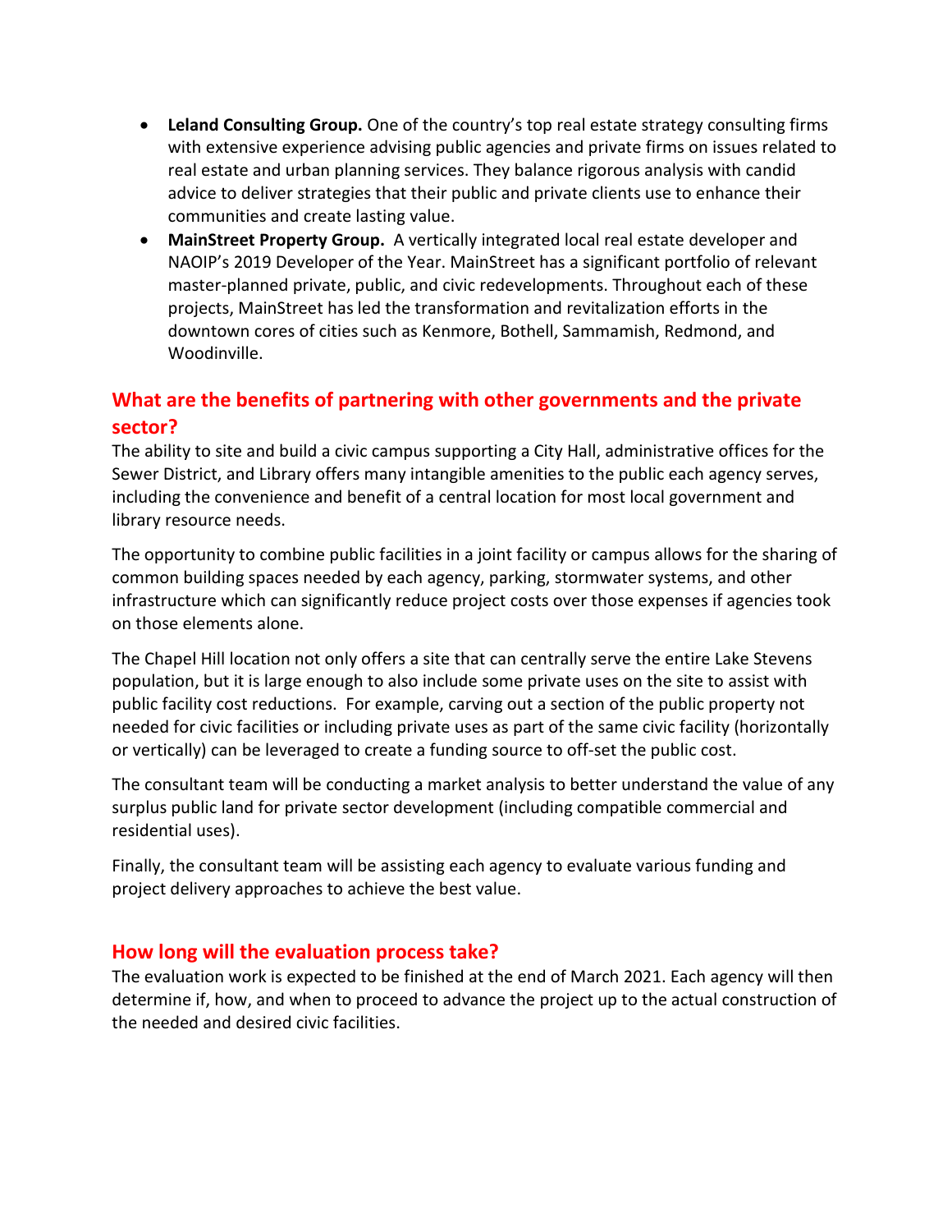- **Leland Consulting Group.** One of the country's top real estate strategy consulting firms with extensive experience advising public agencies and private firms on issues related to real estate and urban planning services. They balance rigorous analysis with candid advice to deliver strategies that their public and private clients use to enhance their communities and create lasting value.
- **MainStreet Property Group.** A vertically integrated local real estate developer and NAOIP's 2019 Developer of the Year. MainStreet has a significant portfolio of relevant master-planned private, public, and civic redevelopments. Throughout each of these projects, MainStreet has led the transformation and revitalization efforts in the downtown cores of cities such as Kenmore, Bothell, Sammamish, Redmond, and Woodinville.

## What are the benefits of partnering with other governments and the private sector?

The ability to site and build a civic campus supporting a City Hall, administrative offices for the Sewer District, and Library offers many intangible amenities to the public each agency serves, including the convenience and benefit of a central location for most local government and library resource needs.

The opportunity to combine public facilities in a joint facility or campus allows for the sharing of common building spaces needed by each agency, parking, stormwater systems, and other infrastructure which can significantly reduce project costs over those expenses if agencies took on those elements alone.

The Chapel Hill location not only offers a site that can centrally serve the entire Lake Stevens population, but it is large enough to also include some private uses on the site to assist with public facility cost reductions. For example, carving out a section of the public property not needed for civic facilities or including private uses as part of the same civic facility (horizontally or vertically) can be leveraged to create a funding source to off-set the public cost.

The consultant team will be conducting a market analysis to better understand the value of any surplus public land for private sector development (including compatible commercial and residential uses).

Finally, the consultant team will be assisting each agency to evaluate various funding and project delivery approaches to achieve the best value.

## How long will the evaluation process take?

The evaluation work is expected to be finished at the end of March 2021. Each agency will then determine if, how, and when to proceed to advance the project up to the actual construction of the needed and desired civic facilities.